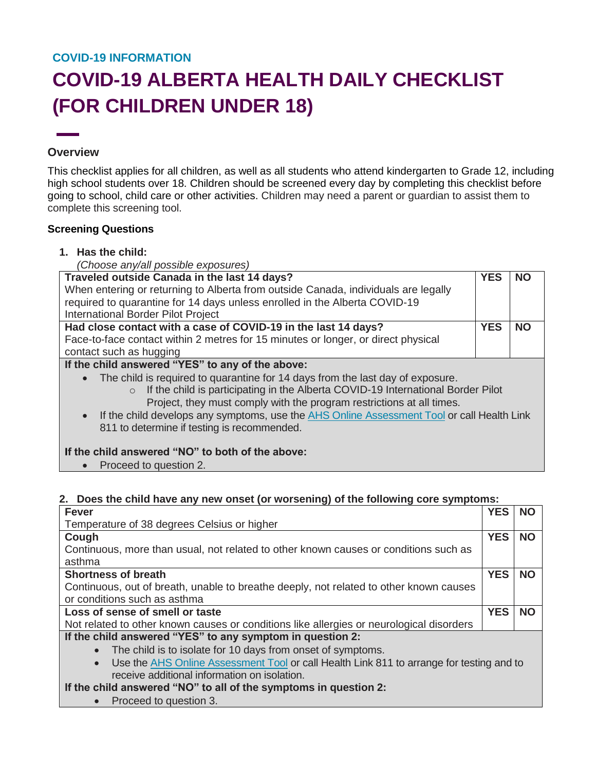COVID-19 INFORMATION

# COVID-19 ALBERTA HEALTH DAILY CHECKLIST (FOR CHILDREN UNDER 18)

## Overview

This checklist applies for all children, as well as all students who attend kindergarten to Grade 12, including high school students over 18. Children should be screened every day by completing this checklist before going to school, child care or other activities. Children may need a parent or guardian to assist them to complete this screening tool.

### Screening Questions

1. **Has the child:**
   *(Choose any/all possible exposures)*

| | | |
|---|---|---|
| **Traveled outside Canada in the last 14 days?** When entering or returning to Alberta from outside Canada, individuals are legally required to quarantine for 14 days unless enrolled in the Alberta COVID-19 International Border Pilot Project | **YES** | **NO** |
| **Had close contact with a case of COVID-19 in the last 14 days?** Face-to-face contact within 2 metres for 15 minutes or longer, or direct physical contact such as hugging | **YES** | **NO** |

**If the child answered "YES" to any of the above:**

- The child is required to quarantine for 14 days from the last day of exposure.
  - If the child is participating in the Alberta COVID-19 International Border Pilot Project, they must comply with the program restrictions at all times.
- If the child develops any symptoms, use the AHS Online Assessment Tool or call Health Link 811 to determine if testing is recommended.

**If the child answered "NO" to both of the above:**

- Proceed to question 2.

2. **Does the child have any new onset (or worsening) of the following core symptoms:**

| | | |
|---|---|---|
| **Fever** Temperature of 38 degrees Celsius or higher | **YES** | **NO** |
| **Cough** Continuous, more than usual, not related to other known causes or conditions such as asthma | **YES** | **NO** |
| **Shortness of breath** Continuous, out of breath, unable to breathe deeply, not related to other known causes or conditions such as asthma | **YES** | **NO** |
| **Loss of sense of smell or taste** Not related to other known causes or conditions like allergies or neurological disorders | **YES** | **NO** |

**If the child answered "YES" to any symptom in question 2:**

- The child is to isolate for 10 days from onset of symptoms.
- Use the AHS Online Assessment Tool or call Health Link 811 to arrange for testing and to receive additional information on isolation.

**If the child answered "NO" to all of the symptoms in question 2:**

- Proceed to question 3.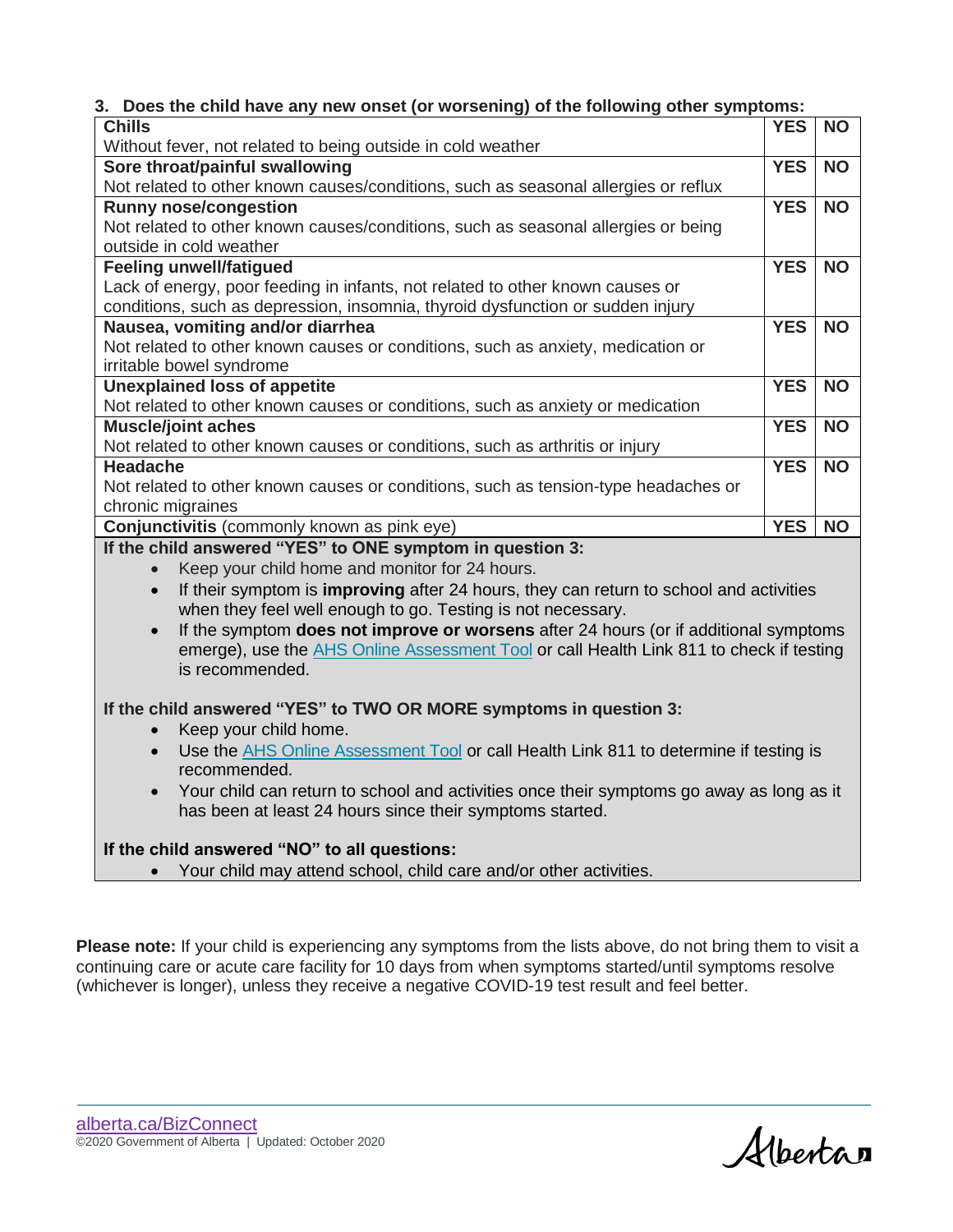**3. Does the child have any new onset (or worsening) of the following other symptoms:**

| | | |
|---|---|---|
| **Chills**<br>Without fever, not related to being outside in cold weather | **YES** | **NO** |
| **Sore throat/painful swallowing**<br>Not related to other known causes/conditions, such as seasonal allergies or reflux | **YES** | **NO** |
| **Runny nose/congestion**<br>Not related to other known causes/conditions, such as seasonal allergies or being outside in cold weather | **YES** | **NO** |
| **Feeling unwell/fatigued**<br>Lack of energy, poor feeding in infants, not related to other known causes or conditions, such as depression, insomnia, thyroid dysfunction or sudden injury | **YES** | **NO** |
| **Nausea, vomiting and/or diarrhea**<br>Not related to other known causes or conditions, such as anxiety, medication or irritable bowel syndrome | **YES** | **NO** |
| **Unexplained loss of appetite**<br>Not related to other known causes or conditions, such as anxiety or medication | **YES** | **NO** |
| **Muscle/joint aches**<br>Not related to other known causes or conditions, such as arthritis or injury | **YES** | **NO** |
| **Headache**<br>Not related to other known causes or conditions, such as tension-type headaches or chronic migraines | **YES** | **NO** |
| **Conjunctivitis** (commonly known as pink eye) | **YES** | **NO** |

**If the child answered "YES" to ONE symptom in question 3:**

- Keep your child home and monitor for 24 hours.
- If their symptom is **improving** after 24 hours, they can return to school and activities when they feel well enough to go. Testing is not necessary.
- If the symptom **does not improve or worsens** after 24 hours (or if additional symptoms emerge), use the AHS Online Assessment Tool or call Health Link 811 to check if testing is recommended.

**If the child answered "YES" to TWO OR MORE symptoms in question 3:**

- Keep your child home.
- Use the AHS Online Assessment Tool or call Health Link 811 to determine if testing is recommended.
- Your child can return to school and activities once their symptoms go away as long as it has been at least 24 hours since their symptoms started.

**If the child answered "NO" to all questions:**

- Your child may attend school, child care and/or other activities.

**Please note:** If your child is experiencing any symptoms from the lists above, do not bring them to visit a continuing care or acute care facility for 10 days from when symptoms started/until symptoms resolve (whichever is longer), unless they receive a negative COVID-19 test result and feel better.

alberta.ca/BizConnect
©2020 Government of Alberta | Updated: October 2020